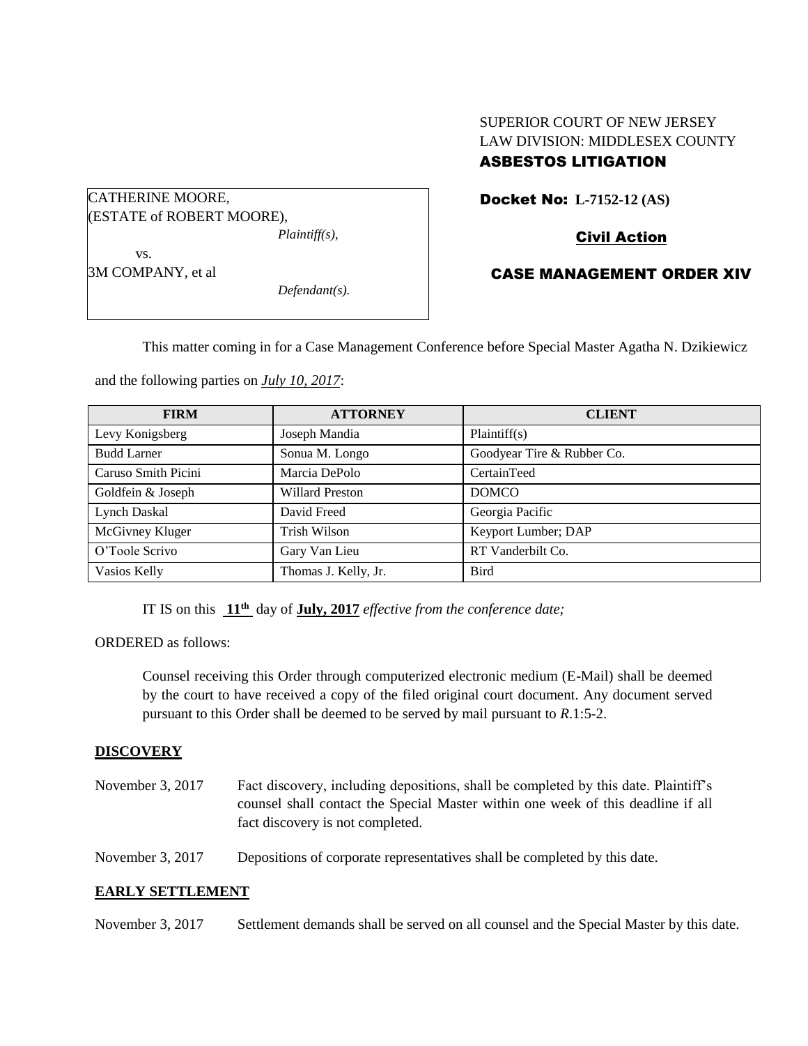SUPERIOR COURT OF NEW JERSEY
LAW DIVISION: MIDDLESEX COUNTY
**ASBESTOS LITIGATION**

CATHERINE MOORE,
(ESTATE of ROBERT MOORE),
*Plaintiff(s),*

vs.

3M COMPANY, et al
*Defendant(s).*

**Docket No: L-7152-12 (AS)**

**Civil Action**

**CASE MANAGEMENT ORDER XIV**

This matter coming in for a Case Management Conference before Special Master Agatha N. Dzikiewicz and the following parties on ***July 10, 2017***:

| FIRM | ATTORNEY | CLIENT |
|---|---|---|
| Levy Konigsberg | Joseph Mandia | Plaintiff(s) |
| Budd Larner | Sonua M. Longo | Goodyear Tire & Rubber Co. |
| Caruso Smith Picini | Marcia DePolo | CertainTeed |
| Goldfein & Joseph | Willard Preston | DOMCO |
| Lynch Daskal | David Freed | Georgia Pacific |
| McGivney Kluger | Trish Wilson | Keyport Lumber; DAP |
| O'Toole Scrivo | Gary Van Lieu | RT Vanderbilt Co. |
| Vasios Kelly | Thomas J. Kelly, Jr. | Bird |

IT IS on this **11th** day of **July, 2017** *effective from the conference date;*

ORDERED as follows:

Counsel receiving this Order through computerized electronic medium (E-Mail) shall be deemed by the court to have received a copy of the filed original court document. Any document served pursuant to this Order shall be deemed to be served by mail pursuant to *R*.1:5-2.

**DISCOVERY**

November 3, 2017 Fact discovery, including depositions, shall be completed by this date. Plaintiff's counsel shall contact the Special Master within one week of this deadline if all fact discovery is not completed.

November 3, 2017 Depositions of corporate representatives shall be completed by this date.

**EARLY SETTLEMENT**

November 3, 2017 Settlement demands shall be served on all counsel and the Special Master by this date.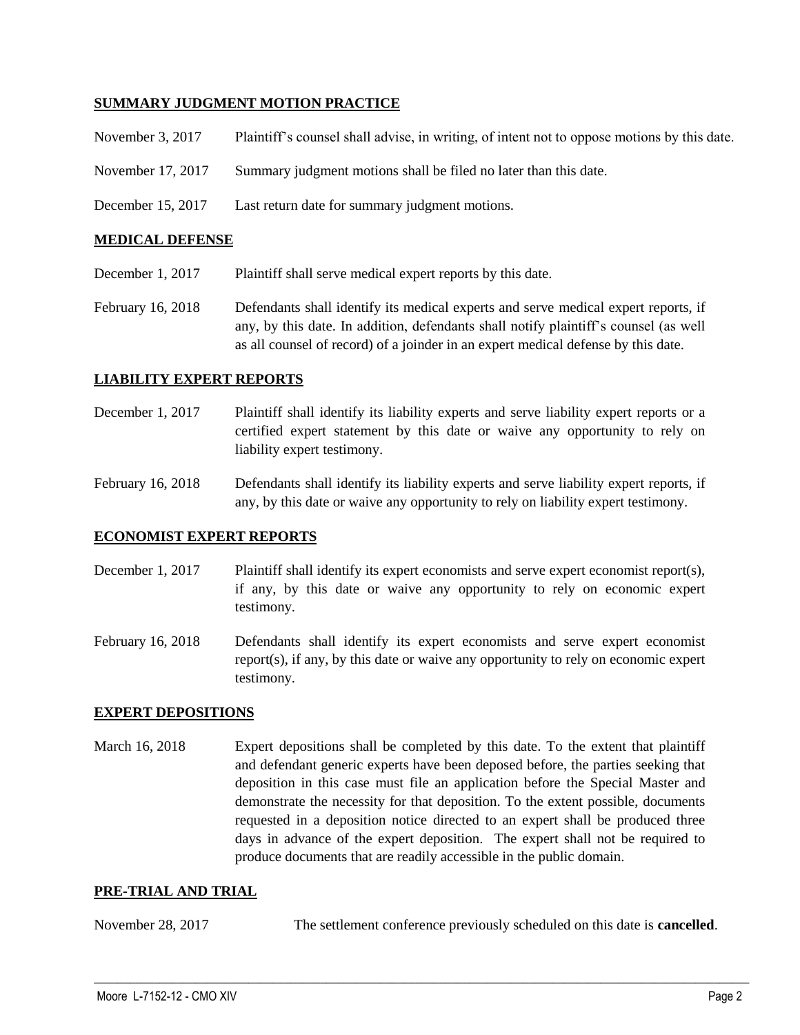**SUMMARY JUDGMENT MOTION PRACTICE**

November 3, 2017 Plaintiff's counsel shall advise, in writing, of intent not to oppose motions by this date.

November 17, 2017 Summary judgment motions shall be filed no later than this date.

December 15, 2017 Last return date for summary judgment motions.

**MEDICAL DEFENSE**

December 1, 2017 Plaintiff shall serve medical expert reports by this date.

February 16, 2018 Defendants shall identify its medical experts and serve medical expert reports, if any, by this date. In addition, defendants shall notify plaintiff's counsel (as well as all counsel of record) of a joinder in an expert medical defense by this date.

**LIABILITY EXPERT REPORTS**

December 1, 2017 Plaintiff shall identify its liability experts and serve liability expert reports or a certified expert statement by this date or waive any opportunity to rely on liability expert testimony.

February 16, 2018 Defendants shall identify its liability experts and serve liability expert reports, if any, by this date or waive any opportunity to rely on liability expert testimony.

**ECONOMIST EXPERT REPORTS**

December 1, 2017 Plaintiff shall identify its expert economists and serve expert economist report(s), if any, by this date or waive any opportunity to rely on economic expert testimony.

February 16, 2018 Defendants shall identify its expert economists and serve expert economist report(s), if any, by this date or waive any opportunity to rely on economic expert testimony.

**EXPERT DEPOSITIONS**

March 16, 2018 Expert depositions shall be completed by this date. To the extent that plaintiff and defendant generic experts have been deposed before, the parties seeking that deposition in this case must file an application before the Special Master and demonstrate the necessity for that deposition. To the extent possible, documents requested in a deposition notice directed to an expert shall be produced three days in advance of the expert deposition. The expert shall not be required to produce documents that are readily accessible in the public domain.

**PRE-TRIAL AND TRIAL**

November 28, 2017 The settlement conference previously scheduled on this date is **cancelled**.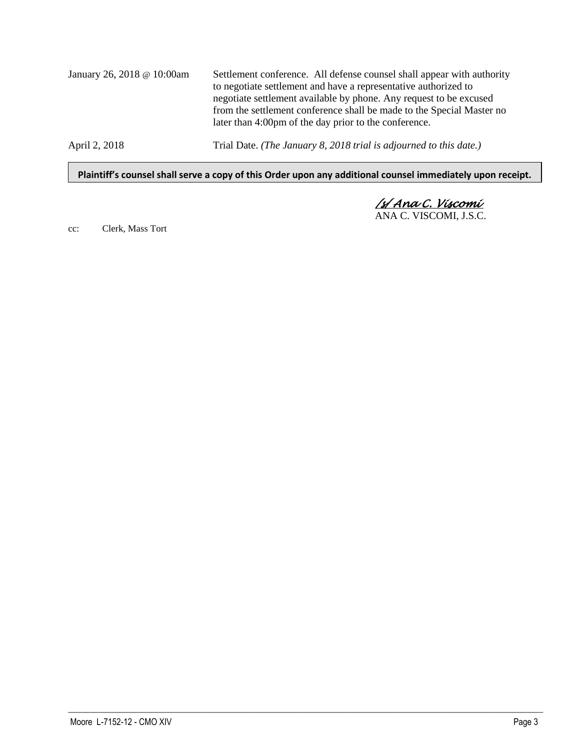| | |
|---|---|
| January 26, 2018 @ 10:00am | Settlement conference. All defense counsel shall appear with authority to negotiate settlement and have a representative authorized to negotiate settlement available by phone. Any request to be excused from the settlement conference shall be made to the Special Master no later than 4:00pm of the day prior to the conference. |
| April 2, 2018 | Trial Date. *(The January 8, 2018 trial is adjourned to this date.)* |

**Plaintiff's counsel shall serve a copy of this Order upon any additional counsel immediately upon receipt.**

/s/ Ana C. Viscomi
ANA C. VISCOMI, J.S.C.

cc: Clerk, Mass Tort